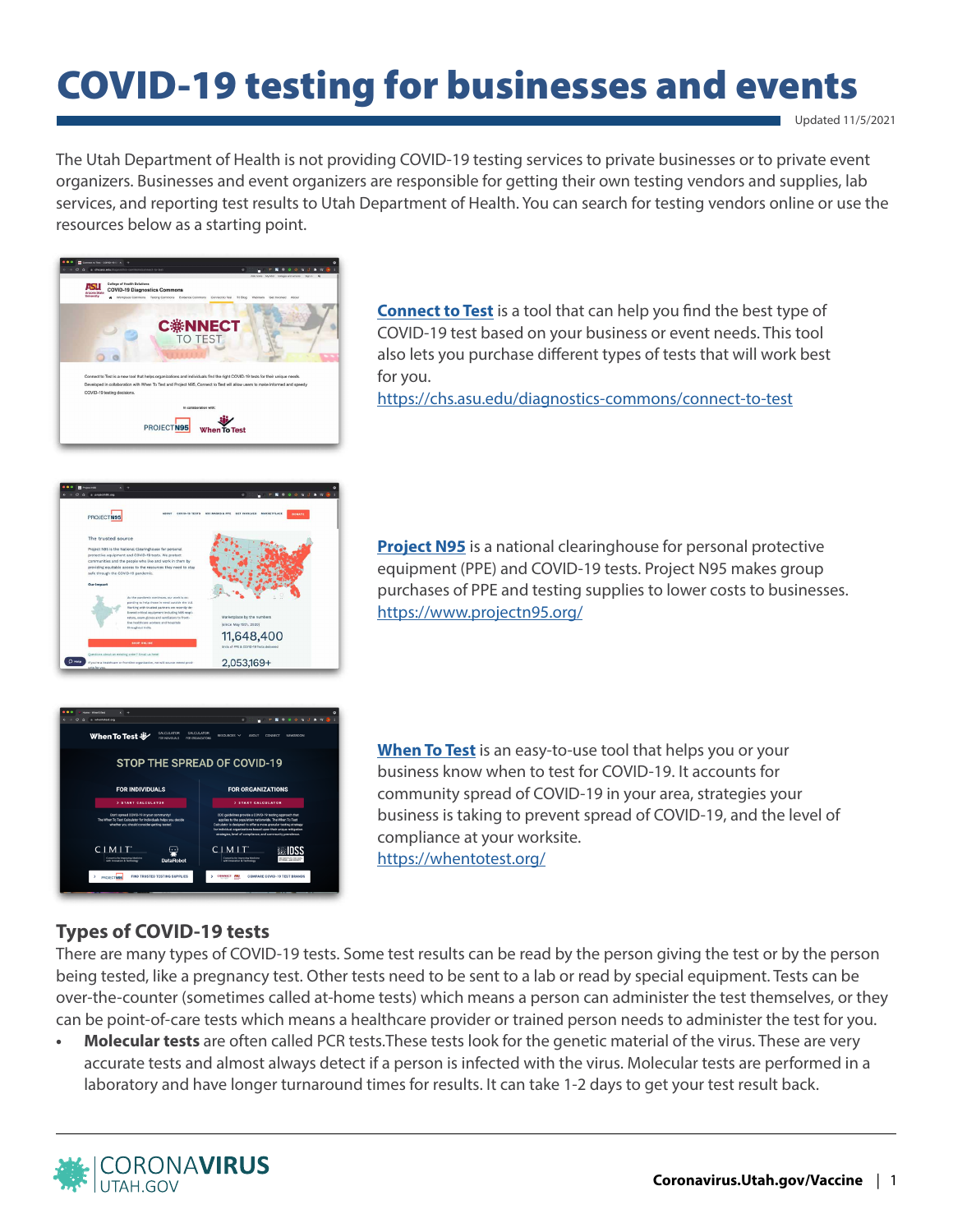# COVID-19 testing for businesses and events

Updated 11/5/2021

The Utah Department of Health is not providing COVID-19 testing services to private businesses or to private event organizers. Businesses and event organizers are responsible for getting their own testing vendors and supplies, lab services, and reporting test results to Utah Department of Health. You can search for testing vendors online or use the resources below as a starting point.

**Connect to Test** is a tool that can help you find the best type of COVID-19 test based on your business or event needs. This tool also lets you purchase different types of tests that will work best for you.
https://chs.asu.edu/diagnostics-commons/connect-to-test

**Project N95** is a national clearinghouse for personal protective equipment (PPE) and COVID-19 tests. Project N95 makes group purchases of PPE and testing supplies to lower costs to businesses.
https://www.projectn95.org/

**When To Test** is an easy-to-use tool that helps you or your business know when to test for COVID-19. It accounts for community spread of COVID-19 in your area, strategies your business is taking to prevent spread of COVID-19, and the level of compliance at your worksite.
https://whentotest.org/

## Types of COVID-19 tests

There are many types of COVID-19 tests. Some test results can be read by the person giving the test or by the person being tested, like a pregnancy test. Other tests need to be sent to a lab or read by special equipment. Tests can be over-the-counter (sometimes called at-home tests) which means a person can administer the test themselves, or they can be point-of-care tests which means a healthcare provider or trained person needs to administer the test for you.

- **Molecular tests** are often called PCR tests.These tests look for the genetic material of the virus. These are very accurate tests and almost always detect if a person is infected with the virus. Molecular tests are performed in a laboratory and have longer turnaround times for results. It can take 1-2 days to get your test result back.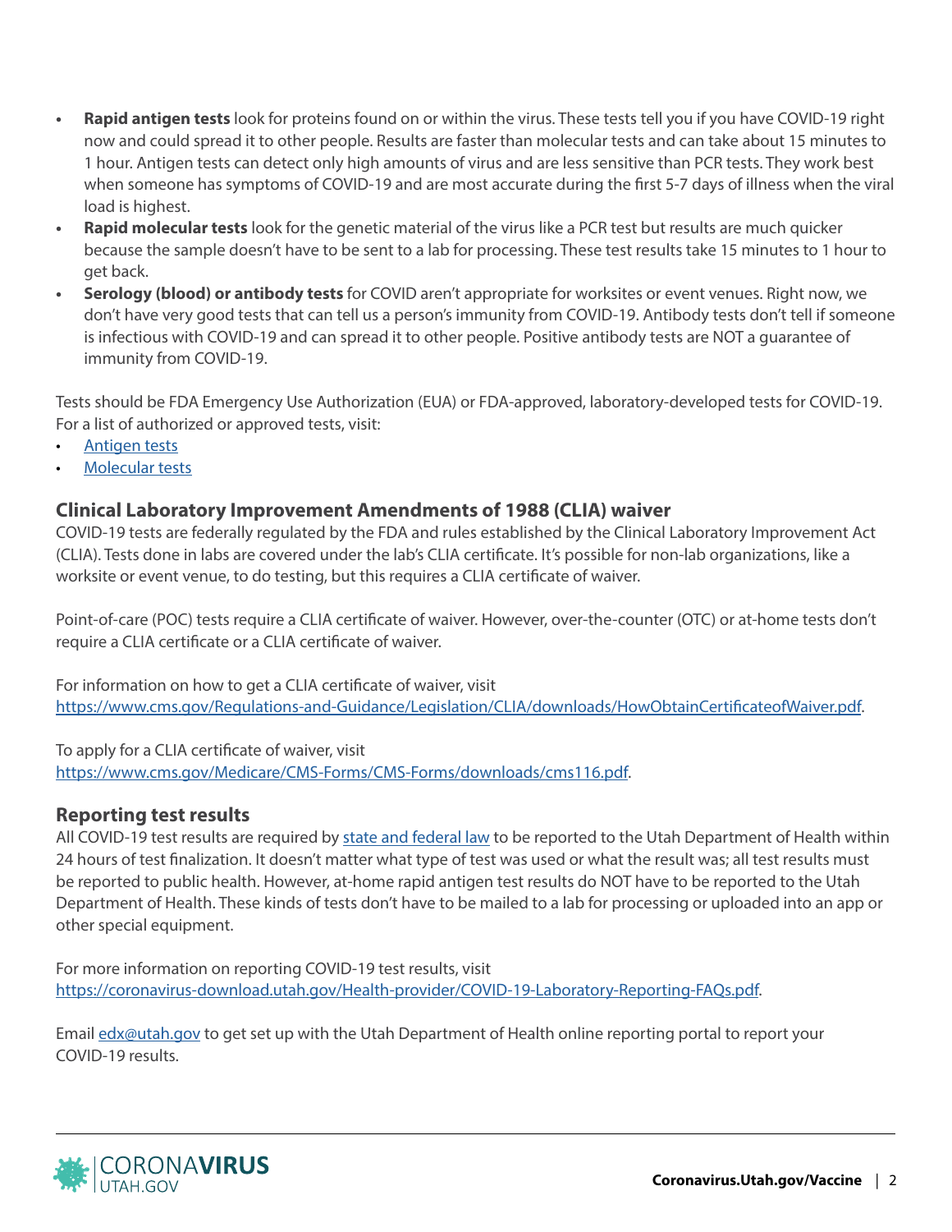- **Rapid antigen tests** look for proteins found on or within the virus. These tests tell you if you have COVID-19 right now and could spread it to other people. Results are faster than molecular tests and can take about 15 minutes to 1 hour. Antigen tests can detect only high amounts of virus and are less sensitive than PCR tests. They work best when someone has symptoms of COVID-19 and are most accurate during the first 5-7 days of illness when the viral load is highest.
- **Rapid molecular tests** look for the genetic material of the virus like a PCR test but results are much quicker because the sample doesn't have to be sent to a lab for processing. These test results take 15 minutes to 1 hour to get back.
- **Serology (blood) or antibody tests** for COVID aren't appropriate for worksites or event venues. Right now, we don't have very good tests that can tell us a person's immunity from COVID-19. Antibody tests don't tell if someone is infectious with COVID-19 and can spread it to other people. Positive antibody tests are NOT a guarantee of immunity from COVID-19.

Tests should be FDA Emergency Use Authorization (EUA) or FDA-approved, laboratory-developed tests for COVID-19. For a list of authorized or approved tests, visit:

- Antigen tests
- Molecular tests

## Clinical Laboratory Improvement Amendments of 1988 (CLIA) waiver

COVID-19 tests are federally regulated by the FDA and rules established by the Clinical Laboratory Improvement Act (CLIA). Tests done in labs are covered under the lab's CLIA certificate. It's possible for non-lab organizations, like a worksite or event venue, to do testing, but this requires a CLIA certificate of waiver.

Point-of-care (POC) tests require a CLIA certificate of waiver. However, over-the-counter (OTC) or at-home tests don't require a CLIA certificate or a CLIA certificate of waiver.

For information on how to get a CLIA certificate of waiver, visit https://www.cms.gov/Regulations-and-Guidance/Legislation/CLIA/downloads/HowObtainCertificateofWaiver.pdf.

To apply for a CLIA certificate of waiver, visit https://www.cms.gov/Medicare/CMS-Forms/CMS-Forms/downloads/cms116.pdf.

## Reporting test results

All COVID-19 test results are required by state and federal law to be reported to the Utah Department of Health within 24 hours of test finalization. It doesn't matter what type of test was used or what the result was; all test results must be reported to public health. However, at-home rapid antigen test results do NOT have to be reported to the Utah Department of Health. These kinds of tests don't have to be mailed to a lab for processing or uploaded into an app or other special equipment.

For more information on reporting COVID-19 test results, visit https://coronavirus-download.utah.gov/Health-provider/COVID-19-Laboratory-Reporting-FAQs.pdf.

Email edx@utah.gov to get set up with the Utah Department of Health online reporting portal to report your COVID-19 results.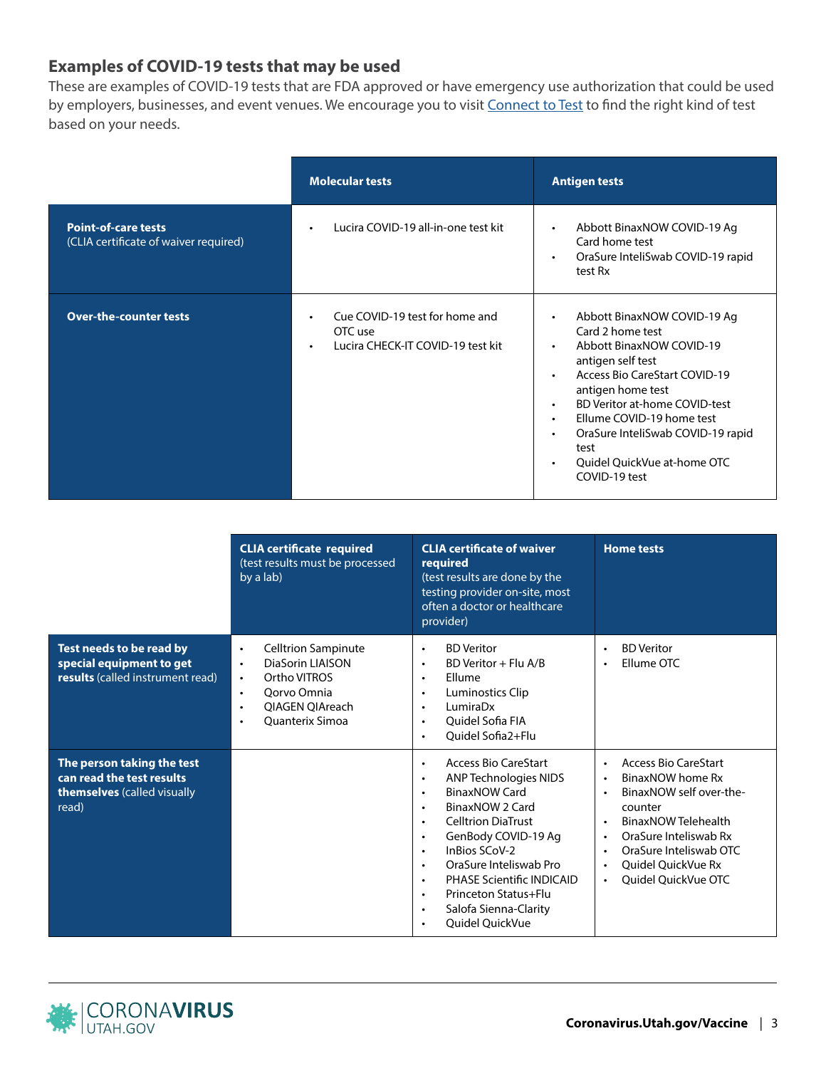## Examples of COVID-19 tests that may be used

These are examples of COVID-19 tests that are FDA approved or have emergency use authorization that could be used by employers, businesses, and event venues. We encourage you to visit Connect to Test to find the right kind of test based on your needs.

| | **Molecular tests** | **Antigen tests** |
|---|---|---|
| **Point-of-care tests** (CLIA certificate of waiver required) | • Lucira COVID-19 all-in-one test kit | • Abbott BinaxNOW COVID-19 Ag Card home test<br>• OraSure InteliSwab COVID-19 rapid test Rx |
| **Over-the-counter tests** | • Cue COVID-19 test for home and OTC use<br>• Lucira CHECK-IT COVID-19 test kit | • Abbott BinaxNOW COVID-19 Ag Card 2 home test<br>• Abbott BinaxNOW COVID-19 antigen self test<br>• Access Bio CareStart COVID-19 antigen home test<br>• BD Veritor at-home COVID-test<br>• Ellume COVID-19 home test<br>• OraSure InteliSwab COVID-19 rapid test<br>• Quidel QuickVue at-home OTC COVID-19 test |

| | **CLIA certificate required** (test results must be processed by a lab) | **CLIA certificate of waiver required** (test results are done by the testing provider on-site, most often a doctor or healthcare provider) | **Home tests** |
|---|---|---|---|
| **Test needs to be read by special equipment to get results** (called instrument read) | • Celltrion Sampinute<br>• DiaSorin LIAISON<br>• Ortho VITROS<br>• Qorvo Omnia<br>• QIAGEN QIAreach<br>• Quanterix Simoa | • BD Veritor<br>• BD Veritor + Flu A/B<br>• Ellume<br>• Luminostics Clip<br>• LumiraDx<br>• Quidel Sofia FIA<br>• Quidel Sofia2+Flu | • BD Veritor<br>• Ellume OTC |
| **The person taking the test can read the test results themselves** (called visually read) | | • Access Bio CareStart<br>• ANP Technologies NIDS<br>• BinaxNOW Card<br>• BinaxNOW 2 Card<br>• Celltrion DiaTrust<br>• GenBody COVID-19 Ag<br>• InBios SCoV-2<br>• OraSure Inteliswab Pro<br>• PHASE Scientific INDICAID<br>• Princeton Status+Flu<br>• Salofa Sienna-Clarity<br>• Quidel QuickVue | • Access Bio CareStart<br>• BinaxNOW home Rx<br>• BinaxNOW self over-the-counter<br>• BinaxNOW Telehealth<br>• OraSure Inteliswab Rx<br>• OraSure Inteliswab OTC<br>• Quidel QuickVue Rx<br>• Quidel QuickVue OTC |